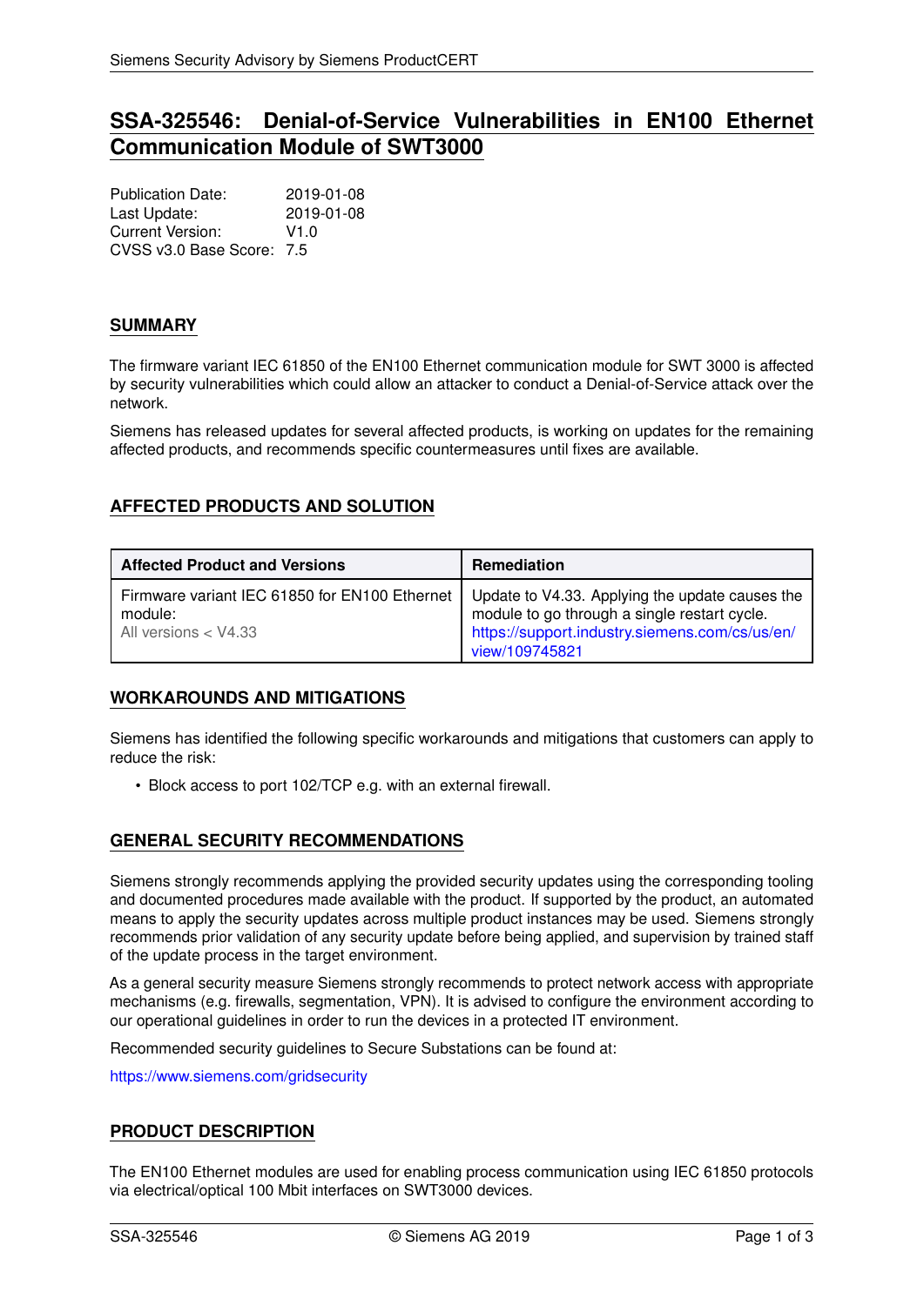# SSA-325546: Denial-of-Service Vulnerabilities in EN100 Ethernet Communication Module of SWT3000

Publication Date: 2019-01-08
Last Update: 2019-01-08
Current Version: V1.0
CVSS v3.0 Base Score: 7.5

## SUMMARY

The firmware variant IEC 61850 of the EN100 Ethernet communication module for SWT 3000 is affected by security vulnerabilities which could allow an attacker to conduct a Denial-of-Service attack over the network.

Siemens has released updates for several affected products, is working on updates for the remaining affected products, and recommends specific countermeasures until fixes are available.

## AFFECTED PRODUCTS AND SOLUTION

| Affected Product and Versions | Remediation |
| --- | --- |
| Firmware variant IEC 61850 for EN100 Ethernet module:<br>All versions < V4.33 | Update to V4.33. Applying the update causes the module to go through a single restart cycle.<br>https://support.industry.siemens.com/cs/us/en/view/109745821 |

## WORKAROUNDS AND MITIGATIONS

Siemens has identified the following specific workarounds and mitigations that customers can apply to reduce the risk:

- Block access to port 102/TCP e.g. with an external firewall.

## GENERAL SECURITY RECOMMENDATIONS

Siemens strongly recommends applying the provided security updates using the corresponding tooling and documented procedures made available with the product. If supported by the product, an automated means to apply the security updates across multiple product instances may be used. Siemens strongly recommends prior validation of any security update before being applied, and supervision by trained staff of the update process in the target environment.

As a general security measure Siemens strongly recommends to protect network access with appropriate mechanisms (e.g. firewalls, segmentation, VPN). It is advised to configure the environment according to our operational guidelines in order to run the devices in a protected IT environment.

Recommended security guidelines to Secure Substations can be found at:

https://www.siemens.com/gridsecurity

## PRODUCT DESCRIPTION

The EN100 Ethernet modules are used for enabling process communication using IEC 61850 protocols via electrical/optical 100 Mbit interfaces on SWT3000 devices.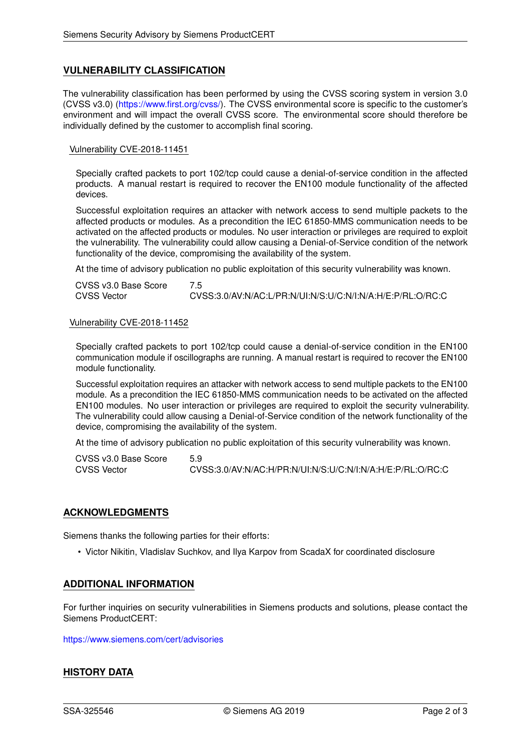## VULNERABILITY CLASSIFICATION

The vulnerability classification has been performed by using the CVSS scoring system in version 3.0 (CVSS v3.0) (https://www.first.org/cvss/). The CVSS environmental score is specific to the customer's environment and will impact the overall CVSS score. The environmental score should therefore be individually defined by the customer to accomplish final scoring.

### Vulnerability CVE-2018-11451

Specially crafted packets to port 102/tcp could cause a denial-of-service condition in the affected products. A manual restart is required to recover the EN100 module functionality of the affected devices.

Successful exploitation requires an attacker with network access to send multiple packets to the affected products or modules. As a precondition the IEC 61850-MMS communication needs to be activated on the affected products or modules. No user interaction or privileges are required to exploit the vulnerability. The vulnerability could allow causing a Denial-of-Service condition of the network functionality of the device, compromising the availability of the system.

At the time of advisory publication no public exploitation of this security vulnerability was known.

| | |
|---|---|
| CVSS v3.0 Base Score | 7.5 |
| CVSS Vector | CVSS:3.0/AV:N/AC:L/PR:N/UI:N/S:U/C:N/I:N/A:H/E:P/RL:O/RC:C |

### Vulnerability CVE-2018-11452

Specially crafted packets to port 102/tcp could cause a denial-of-service condition in the EN100 communication module if oscillographs are running. A manual restart is required to recover the EN100 module functionality.

Successful exploitation requires an attacker with network access to send multiple packets to the EN100 module. As a precondition the IEC 61850-MMS communication needs to be activated on the affected EN100 modules. No user interaction or privileges are required to exploit the security vulnerability. The vulnerability could allow causing a Denial-of-Service condition of the network functionality of the device, compromising the availability of the system.

At the time of advisory publication no public exploitation of this security vulnerability was known.

| | |
|---|---|
| CVSS v3.0 Base Score | 5.9 |
| CVSS Vector | CVSS:3.0/AV:N/AC:H/PR:N/UI:N/S:U/C:N/I:N/A:H/E:P/RL:O/RC:C |

## ACKNOWLEDGMENTS

Siemens thanks the following parties for their efforts:

- Victor Nikitin, Vladislav Suchkov, and Ilya Karpov from ScadaX for coordinated disclosure

## ADDITIONAL INFORMATION

For further inquiries on security vulnerabilities in Siemens products and solutions, please contact the Siemens ProductCERT:

https://www.siemens.com/cert/advisories

## HISTORY DATA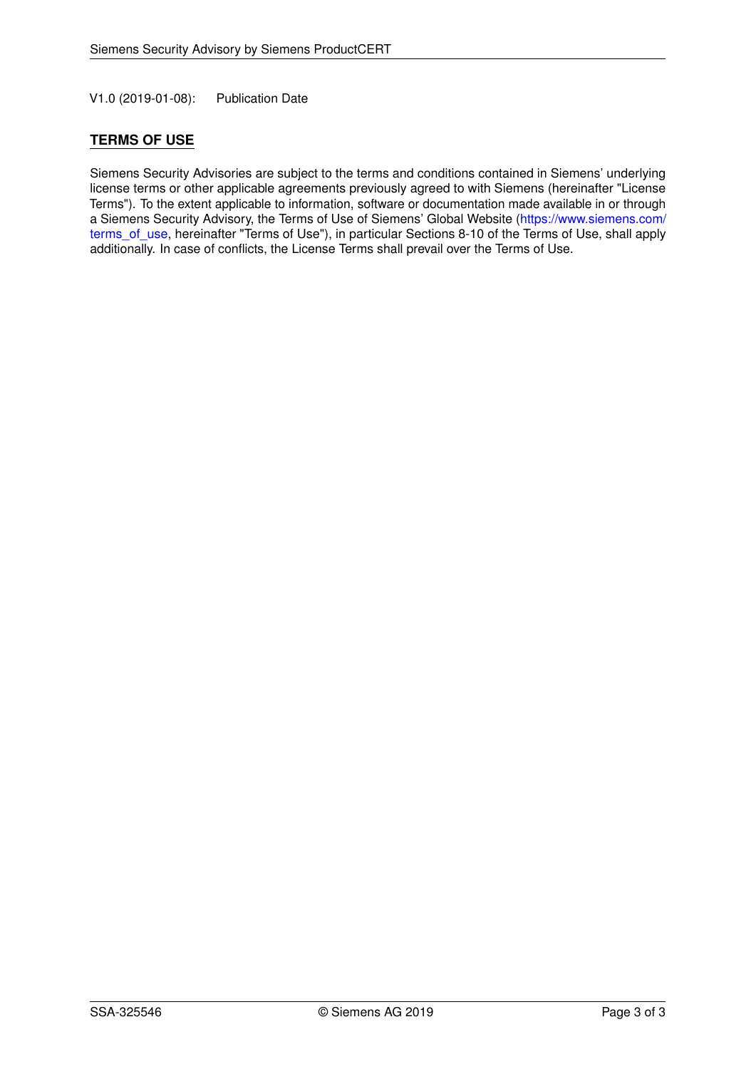V1.0 (2019-01-08): Publication Date

## TERMS OF USE

Siemens Security Advisories are subject to the terms and conditions contained in Siemens' underlying license terms or other applicable agreements previously agreed to with Siemens (hereinafter "License Terms"). To the extent applicable to information, software or documentation made available in or through a Siemens Security Advisory, the Terms of Use of Siemens' Global Website (https://www.siemens.com/terms_of_use, hereinafter "Terms of Use"), in particular Sections 8-10 of the Terms of Use, shall apply additionally. In case of conflicts, the License Terms shall prevail over the Terms of Use.